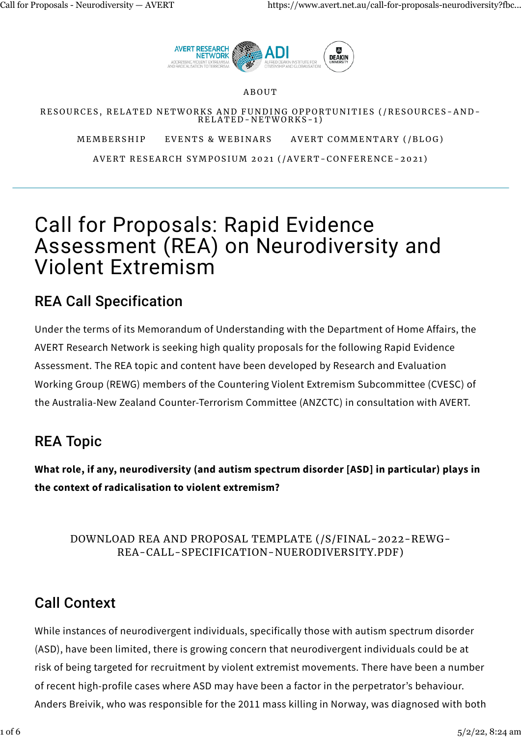ABOUT

RESOURCES, RELATED NETWORKS AND FUNDING OPPORTUNITIES (/RESOURCES-AND-RELATED-NETWORKS-1)

MEMBERSHIP EVENTS & WEBINARS AVERT COMMENTARY (/BLOG)

AVERT RESEARCH SYMPOSIUM 2021 (/AVERT-CONFERENCE-2021)

# Call for Proposals: Rapid Evidence Assessment (REA) on Neurodiversity and Violent Extremism

## REA Call Specification

Under the terms of its Memorandum of Understanding with the Department of Home Affairs, the AVERT Research Network is seeking high quality proposals for the following Rapid Evidence Assessment. The REA topic and content have been developed by Research and Evaluation Working Group (REWG) members of the Countering Violent Extremism Subcommittee (CVESC) of the Australia-New Zealand Counter-Terrorism Committee (ANZCTC) in consultation with AVERT.

## REA Topic

**What role, if any, neurodiversity (and autism spectrum disorder [ASD] in particular) plays in the context of radicalisation to violent extremism?**

DOWNLOAD REA AND PROPOSAL TEMPLATE (/S/FINAL-2022-REWG-REA-CALL-SPECIFICATION-NUERODIVERSITY.PDF)

## Call Context

While instances of neurodivergent individuals, specifically those with autism spectrum disorder (ASD), have been limited, there is growing concern that neurodivergent individuals could be at risk of being targeted for recruitment by violent extremist movements. There have been a number of recent high-profile cases where ASD may have been a factor in the perpetrator's behaviour. Anders Breivik, who was responsible for the 2011 mass killing in Norway, was diagnosed with both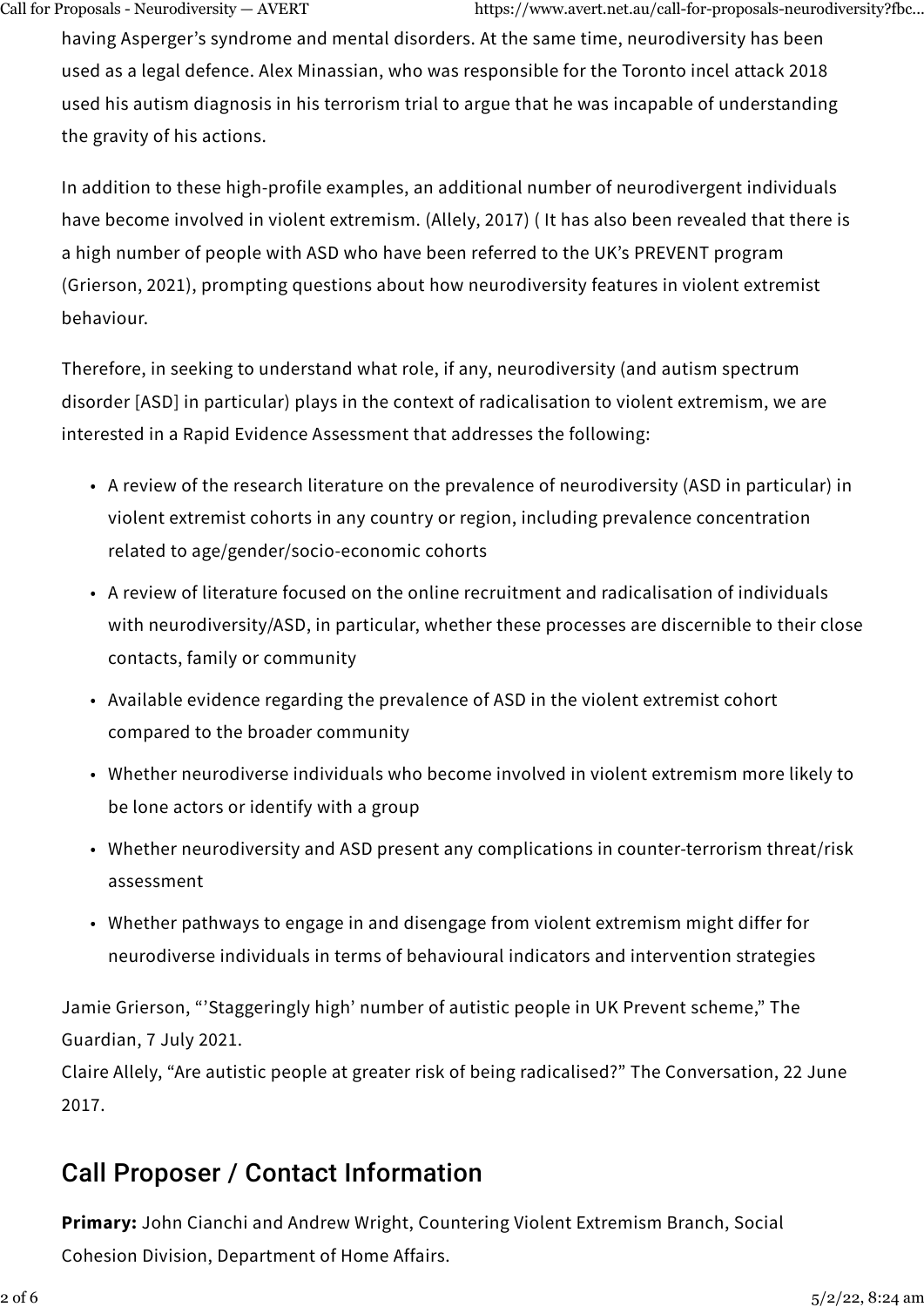having Asperger's syndrome and mental disorders. At the same time, neurodiversity has been used as a legal defence. Alex Minassian, who was responsible for the Toronto incel attack 2018 used his autism diagnosis in his terrorism trial to argue that he was incapable of understanding the gravity of his actions.

In addition to these high-profile examples, an additional number of neurodivergent individuals have become involved in violent extremism. (Allely, 2017) ( It has also been revealed that there is a high number of people with ASD who have been referred to the UK's PREVENT program (Grierson, 2021), prompting questions about how neurodiversity features in violent extremist behaviour.

Therefore, in seeking to understand what role, if any, neurodiversity (and autism spectrum disorder [ASD] in particular) plays in the context of radicalisation to violent extremism, we are interested in a Rapid Evidence Assessment that addresses the following:

- A review of the research literature on the prevalence of neurodiversity (ASD in particular) in violent extremist cohorts in any country or region, including prevalence concentration related to age/gender/socio-economic cohorts
- A review of literature focused on the online recruitment and radicalisation of individuals with neurodiversity/ASD, in particular, whether these processes are discernible to their close contacts, family or community
- Available evidence regarding the prevalence of ASD in the violent extremist cohort compared to the broader community
- Whether neurodiverse individuals who become involved in violent extremism more likely to be lone actors or identify with a group
- Whether neurodiversity and ASD present any complications in counter-terrorism threat/risk assessment
- Whether pathways to engage in and disengage from violent extremism might differ for neurodiverse individuals in terms of behavioural indicators and intervention strategies

Jamie Grierson, "'Staggeringly high' number of autistic people in UK Prevent scheme," The Guardian, 7 July 2021.
Claire Allely, "Are autistic people at greater risk of being radicalised?" The Conversation, 22 June 2017.

## Call Proposer / Contact Information

**Primary:** John Cianchi and Andrew Wright, Countering Violent Extremism Branch, Social Cohesion Division, Department of Home Affairs.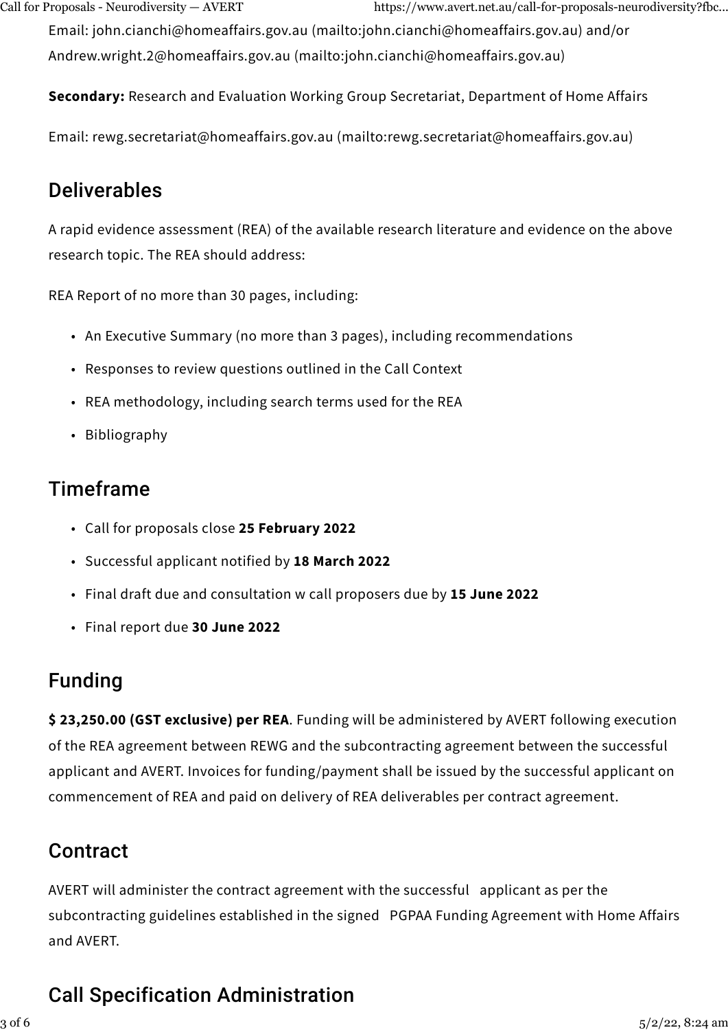Email: john.cianchi@homeaffairs.gov.au (mailto:john.cianchi@homeaffairs.gov.au) and/or Andrew.wright.2@homeaffairs.gov.au (mailto:john.cianchi@homeaffairs.gov.au)

**Secondary:** Research and Evaluation Working Group Secretariat, Department of Home Affairs

Email: rewg.secretariat@homeaffairs.gov.au (mailto:rewg.secretariat@homeaffairs.gov.au)

## Deliverables

A rapid evidence assessment (REA) of the available research literature and evidence on the above research topic. The REA should address:

REA Report of no more than 30 pages, including:

- An Executive Summary (no more than 3 pages), including recommendations
- Responses to review questions outlined in the Call Context
- REA methodology, including search terms used for the REA
- Bibliography

## Timeframe

- Call for proposals close **25 February 2022**
- Successful applicant notified by **18 March 2022**
- Final draft due and consultation w call proposers due by **15 June 2022**
- Final report due **30 June 2022**

## Funding

**$ 23,250.00 (GST exclusive) per REA**. Funding will be administered by AVERT following execution of the REA agreement between REWG and the subcontracting agreement between the successful applicant and AVERT. Invoices for funding/payment shall be issued by the successful applicant on commencement of REA and paid on delivery of REA deliverables per contract agreement.

## Contract

AVERT will administer the contract agreement with the successful applicant as per the subcontracting guidelines established in the signed PGPAA Funding Agreement with Home Affairs and AVERT.

## Call Specification Administration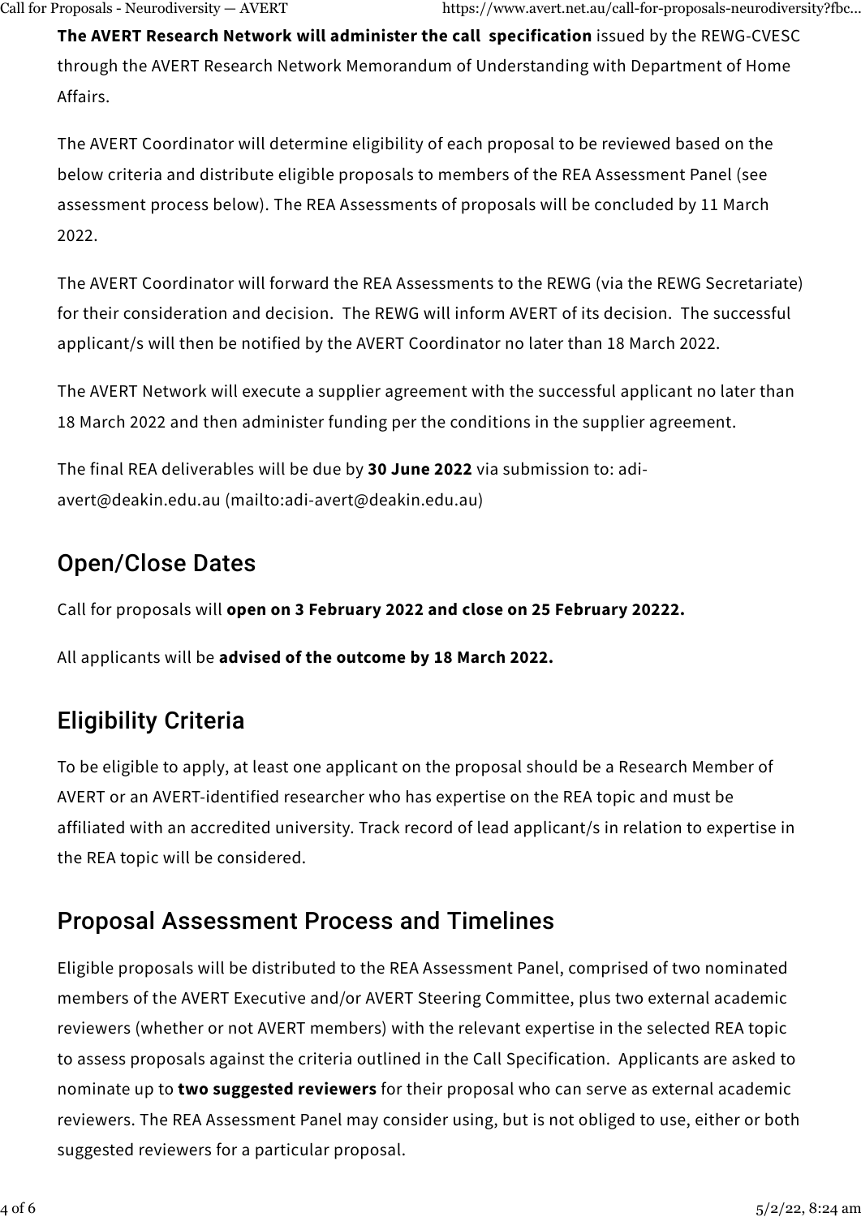**The AVERT Research Network will administer the call  specification** issued by the REWG-CVESC through the AVERT Research Network Memorandum of Understanding with Department of Home Affairs.

The AVERT Coordinator will determine eligibility of each proposal to be reviewed based on the below criteria and distribute eligible proposals to members of the REA Assessment Panel (see assessment process below). The REA Assessments of proposals will be concluded by 11 March 2022.

The AVERT Coordinator will forward the REA Assessments to the REWG (via the REWG Secretariate) for their consideration and decision.  The REWG will inform AVERT of its decision.  The successful applicant/s will then be notified by the AVERT Coordinator no later than 18 March 2022.

The AVERT Network will execute a supplier agreement with the successful applicant no later than 18 March 2022 and then administer funding per the conditions in the supplier agreement.

The final REA deliverables will be due by **30 June 2022** via submission to: adi-avert@deakin.edu.au (mailto:adi-avert@deakin.edu.au)

## Open/Close Dates

Call for proposals will **open on 3 February 2022 and close on 25 February 20222.**

All applicants will be **advised of the outcome by 18 March 2022.**

## Eligibility Criteria

To be eligible to apply, at least one applicant on the proposal should be a Research Member of AVERT or an AVERT-identified researcher who has expertise on the REA topic and must be affiliated with an accredited university. Track record of lead applicant/s in relation to expertise in the REA topic will be considered.

## Proposal Assessment Process and Timelines

Eligible proposals will be distributed to the REA Assessment Panel, comprised of two nominated members of the AVERT Executive and/or AVERT Steering Committee, plus two external academic reviewers (whether or not AVERT members) with the relevant expertise in the selected REA topic to assess proposals against the criteria outlined in the Call Specification.  Applicants are asked to nominate up to **two suggested reviewers** for their proposal who can serve as external academic reviewers. The REA Assessment Panel may consider using, but is not obliged to use, either or both suggested reviewers for a particular proposal.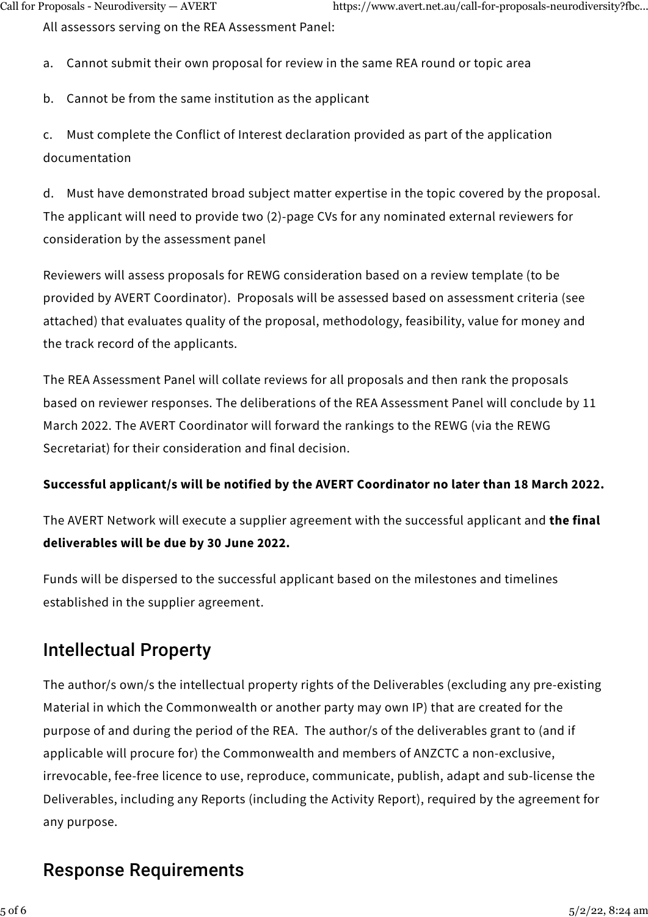All assessors serving on the REA Assessment Panel:

a. Cannot submit their own proposal for review in the same REA round or topic area

b. Cannot be from the same institution as the applicant

c. Must complete the Conflict of Interest declaration provided as part of the application documentation

d. Must have demonstrated broad subject matter expertise in the topic covered by the proposal. The applicant will need to provide two (2)-page CVs for any nominated external reviewers for consideration by the assessment panel

Reviewers will assess proposals for REWG consideration based on a review template (to be provided by AVERT Coordinator). Proposals will be assessed based on assessment criteria (see attached) that evaluates quality of the proposal, methodology, feasibility, value for money and the track record of the applicants.

The REA Assessment Panel will collate reviews for all proposals and then rank the proposals based on reviewer responses. The deliberations of the REA Assessment Panel will conclude by 11 March 2022. The AVERT Coordinator will forward the rankings to the REWG (via the REWG Secretariat) for their consideration and final decision.

**Successful applicant/s will be notified by the AVERT Coordinator no later than 18 March 2022.**

The AVERT Network will execute a supplier agreement with the successful applicant and **the final deliverables will be due by 30 June 2022.**

Funds will be dispersed to the successful applicant based on the milestones and timelines established in the supplier agreement.

## Intellectual Property

The author/s own/s the intellectual property rights of the Deliverables (excluding any pre-existing Material in which the Commonwealth or another party may own IP) that are created for the purpose of and during the period of the REA. The author/s of the deliverables grant to (and if applicable will procure for) the Commonwealth and members of ANZCTC a non-exclusive, irrevocable, fee-free licence to use, reproduce, communicate, publish, adapt and sub-license the Deliverables, including any Reports (including the Activity Report), required by the agreement for any purpose.

## Response Requirements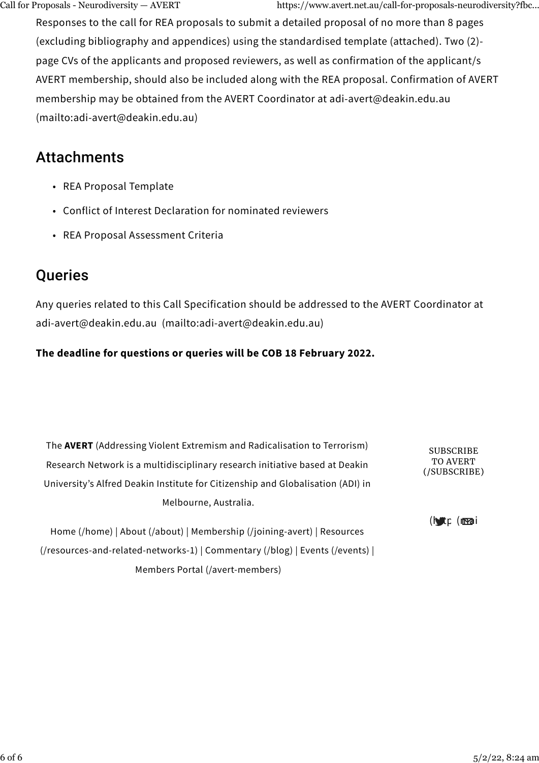Responses to the call for REA proposals to submit a detailed proposal of no more than 8 pages (excluding bibliography and appendices) using the standardised template (attached). Two (2)-page CVs of the applicants and proposed reviewers, as well as confirmation of the applicant/s AVERT membership, should also be included along with the REA proposal. Confirmation of AVERT membership may be obtained from the AVERT Coordinator at adi-avert@deakin.edu.au (mailto:adi-avert@deakin.edu.au)

## Attachments

- REA Proposal Template
- Conflict of Interest Declaration for nominated reviewers
- REA Proposal Assessment Criteria

## Queries

Any queries related to this Call Specification should be addressed to the AVERT Coordinator at adi-avert@deakin.edu.au (mailto:adi-avert@deakin.edu.au)

**The deadline for questions or queries will be COB 18 February 2022.**

The **AVERT** (Addressing Violent Extremism and Radicalisation to Terrorism) Research Network is a multidisciplinary research initiative based at Deakin University's Alfred Deakin Institute for Citizenship and Globalisation (ADI) in Melbourne, Australia.

Home (/home) | About (/about) | Membership (/joining-avert) | Resources (/resources-and-related-networks-1) | Commentary (/blog) | Events (/events) | Members Portal (/avert-members)

SUBSCRIBE TO AVERT (/SUBSCRIBE)